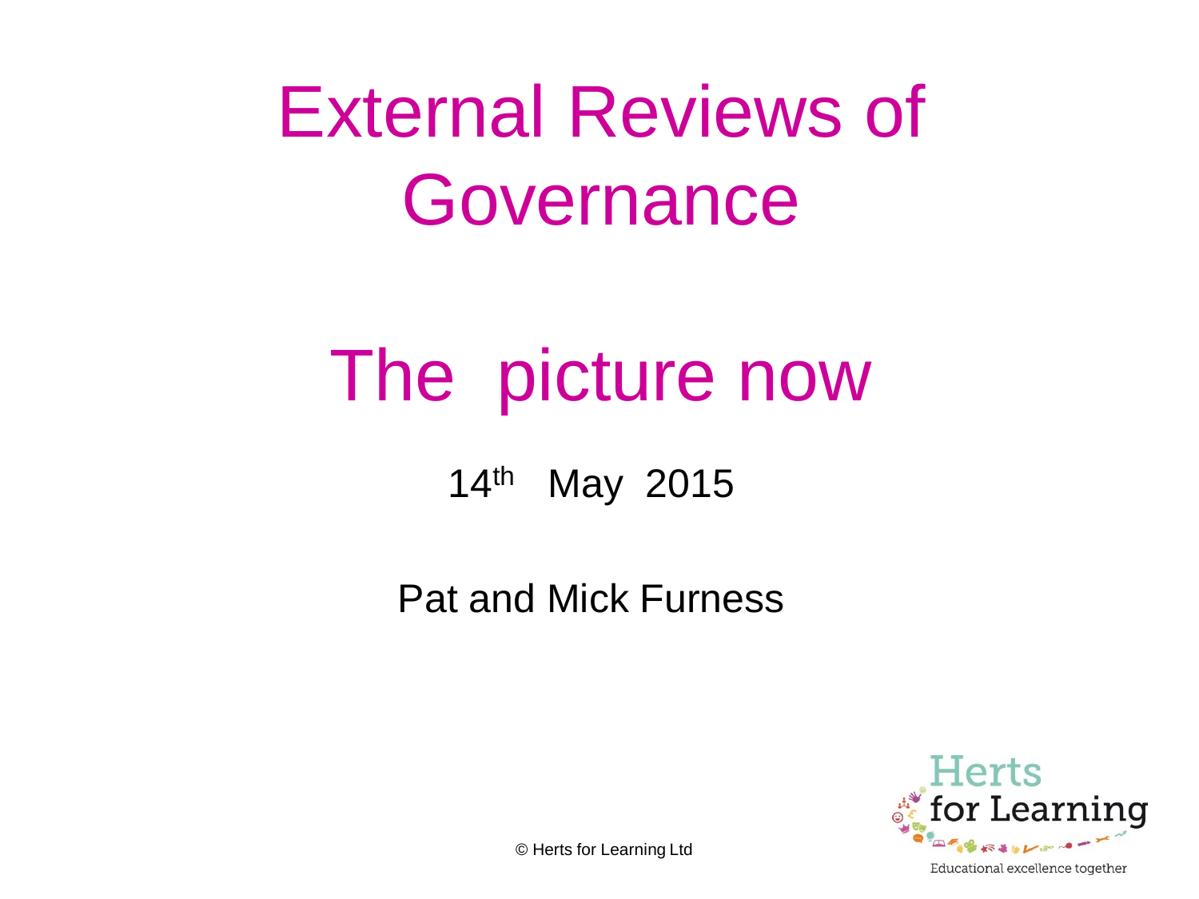# External Reviews of Governance

# The picture now

14th May 2015

Pat and Mick Furness

© Herts for Learning Ltd

Herts for Learning

Educational excellence together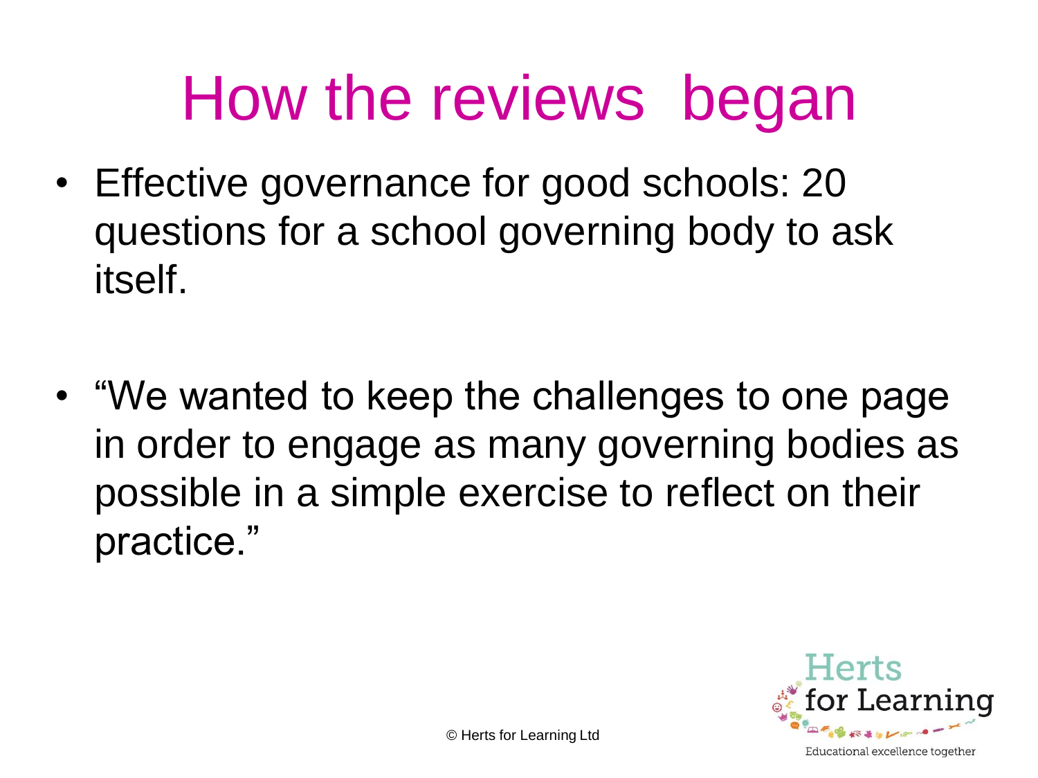# How the reviews began

- Effective governance for good schools: 20 questions for a school governing body to ask itself.
- "We wanted to keep the challenges to one page in order to engage as many governing bodies as possible in a simple exercise to reflect on their practice."

© Herts for Learning Ltd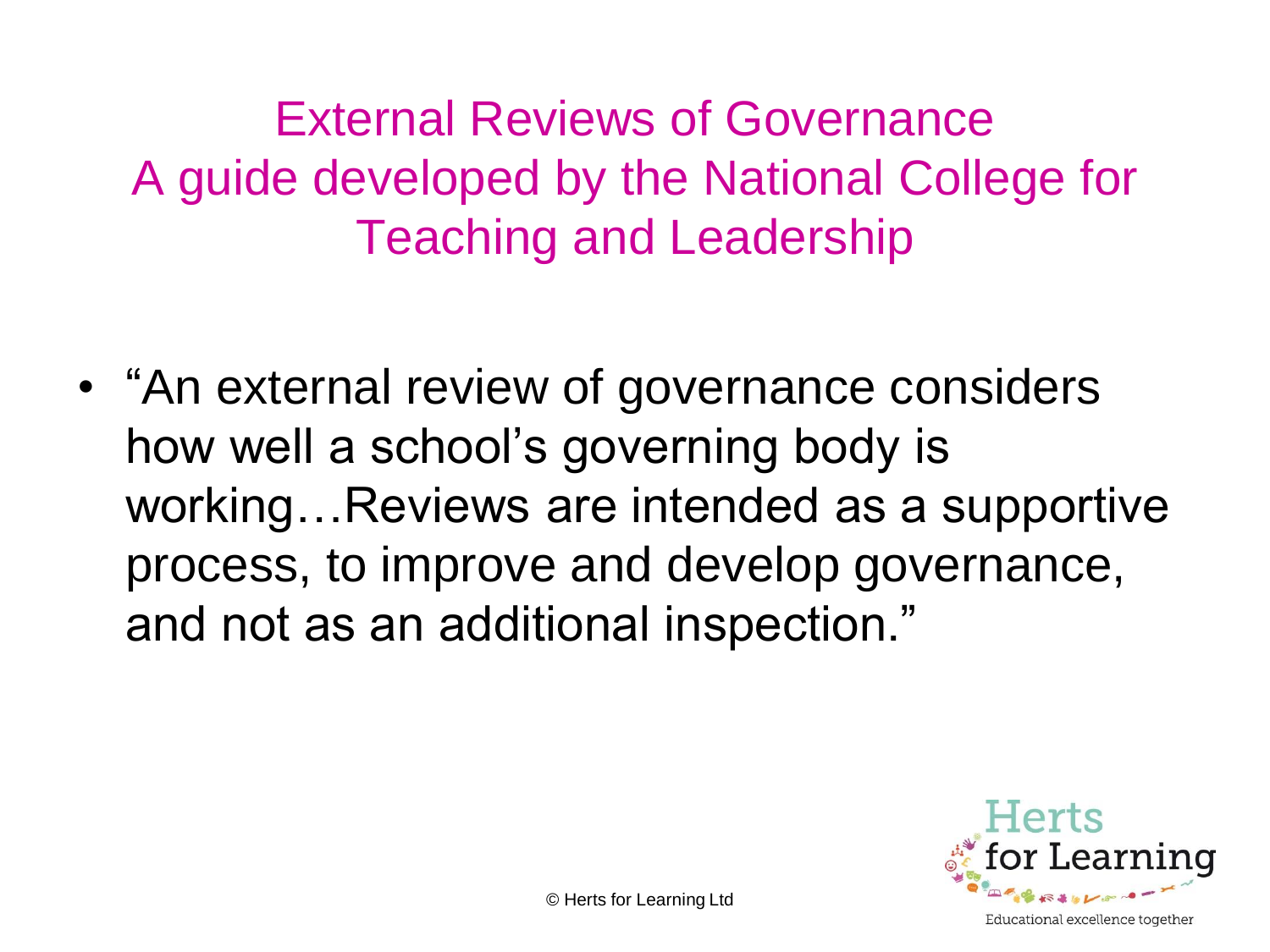# External Reviews of Governance
# A guide developed by the National College for Teaching and Leadership

- "An external review of governance considers how well a school's governing body is working…Reviews are intended as a supportive process, to improve and develop governance, and not as an additional inspection."

© Herts for Learning Ltd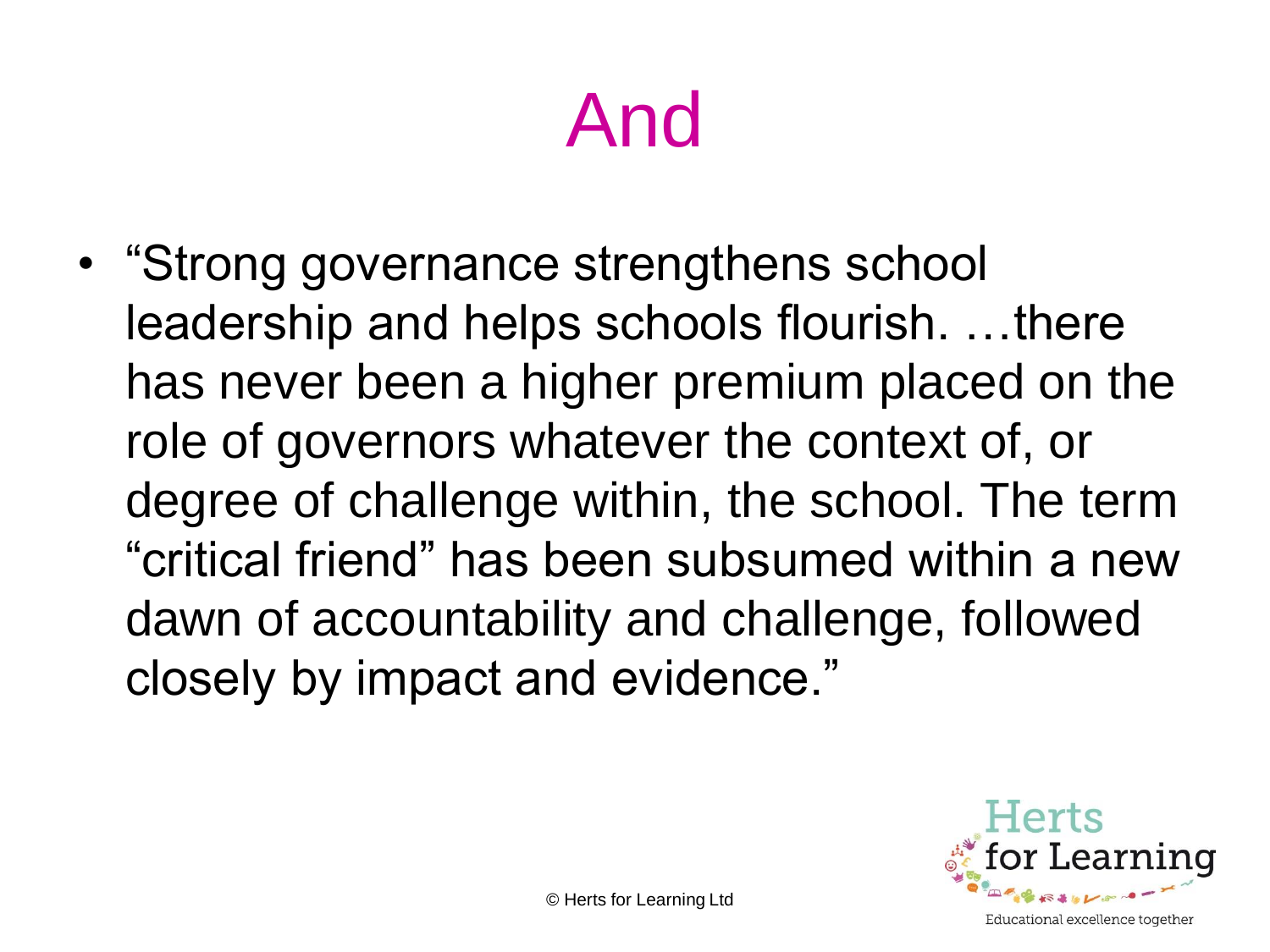# And

- "Strong governance strengthens school leadership and helps schools flourish. …there has never been a higher premium placed on the role of governors whatever the context of, or degree of challenge within, the school. The term "critical friend" has been subsumed within a new dawn of accountability and challenge, followed closely by impact and evidence."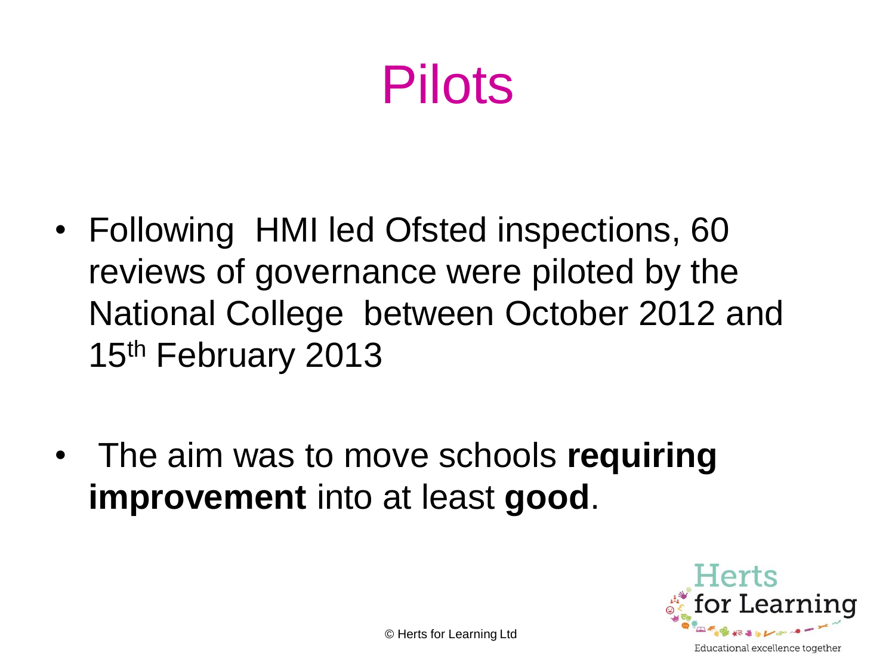# Pilots

- Following HMI led Ofsted inspections, 60 reviews of governance were piloted by the National College between October 2012 and 15th February 2013

- The aim was to move schools **requiring improvement** into at least **good**.

© Herts for Learning Ltd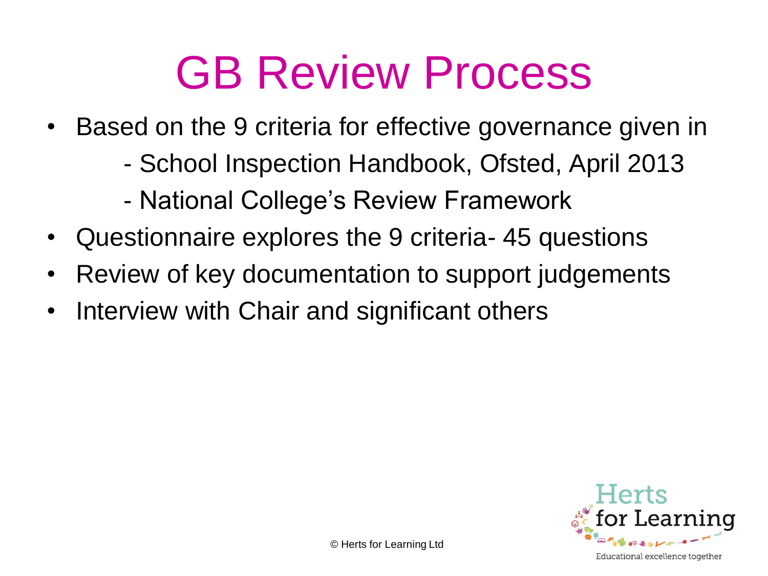# GB Review Process

- Based on the 9 criteria for effective governance given in
  - School Inspection Handbook, Ofsted, April 2013
  - National College's Review Framework
- Questionnaire explores the 9 criteria- 45 questions
- Review of key documentation to support judgements
- Interview with Chair and significant others

© Herts for Learning Ltd

Herts for Learning

Educational excellence together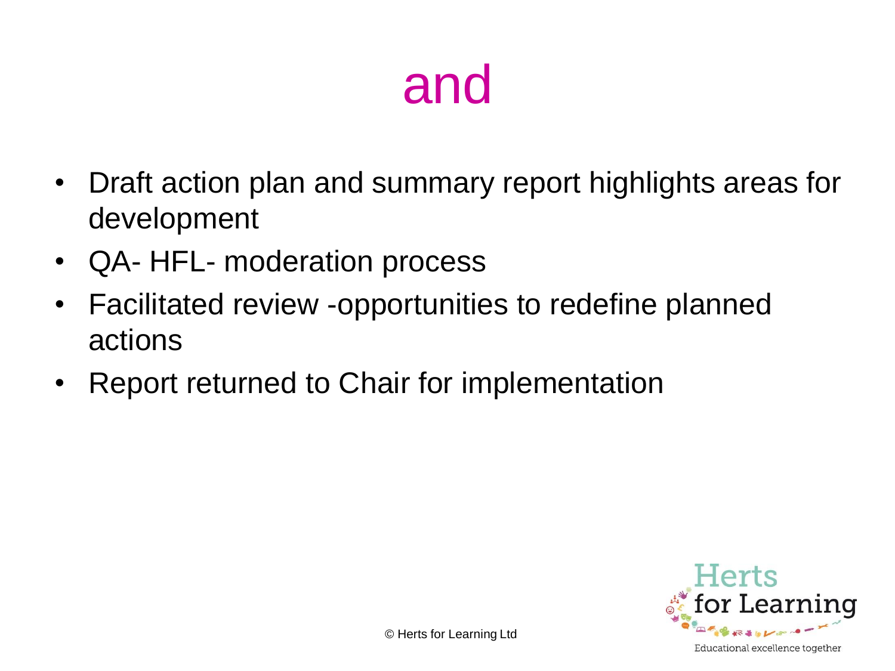# and

- Draft action plan and summary report highlights areas for development
- QA- HFL- moderation process
- Facilitated review -opportunities to redefine planned actions
- Report returned to Chair for implementation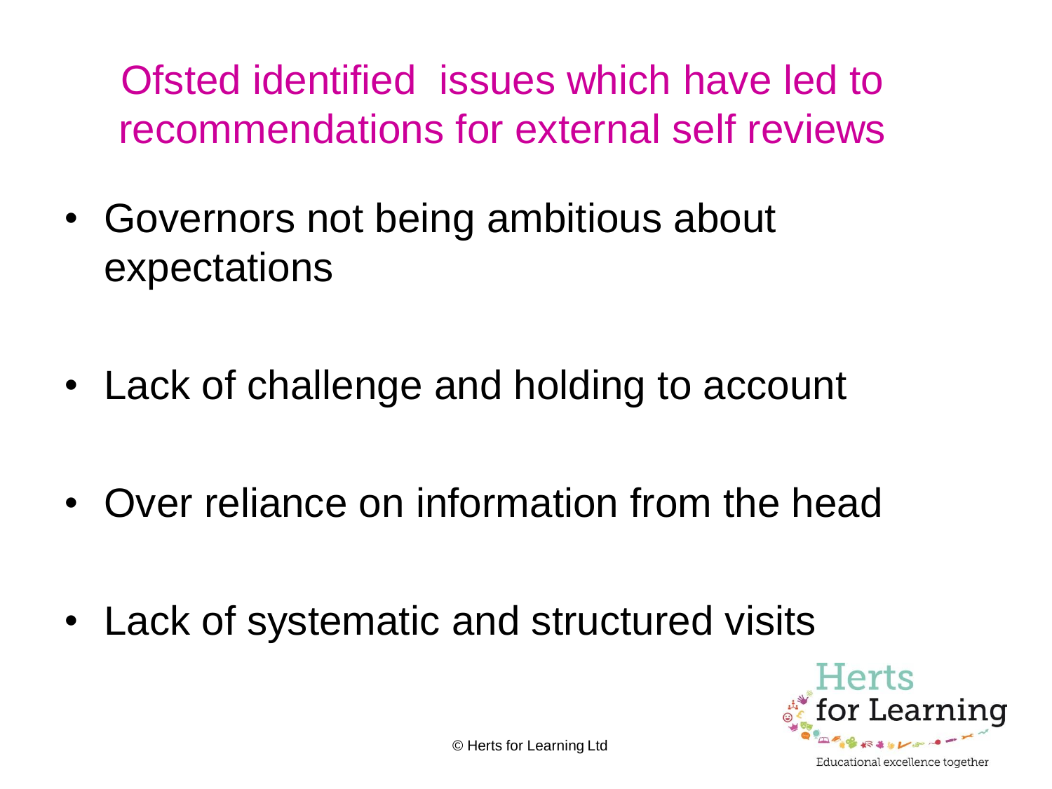## Ofsted identified issues which have led to recommendations for external self reviews

- Governors not being ambitious about expectations
- Lack of challenge and holding to account
- Over reliance on information from the head
- Lack of systematic and structured visits

© Herts for Learning Ltd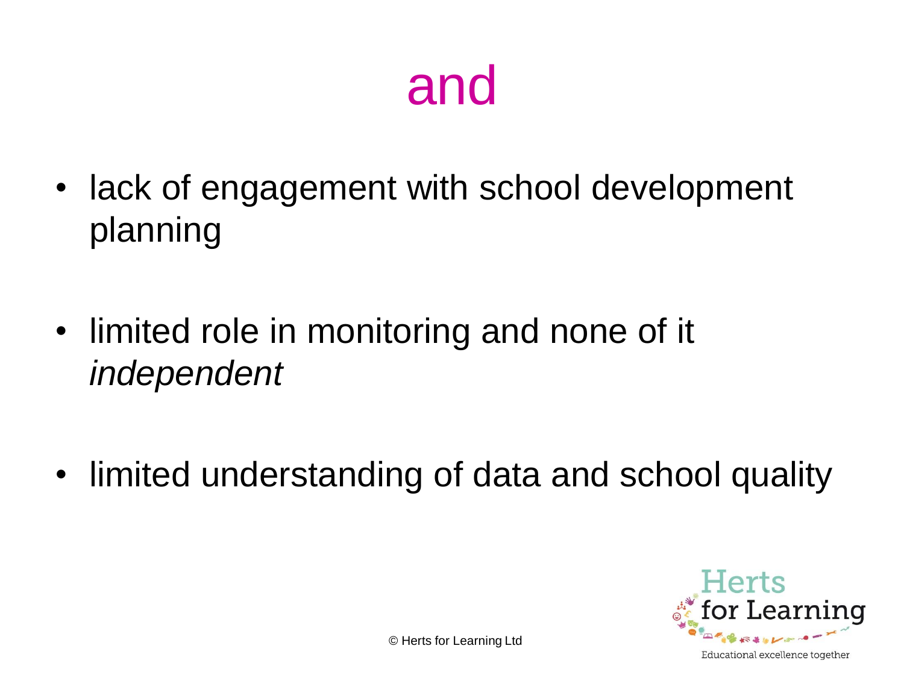# and

- lack of engagement with school development planning
- limited role in monitoring and none of it *independent*
- limited understanding of data and school quality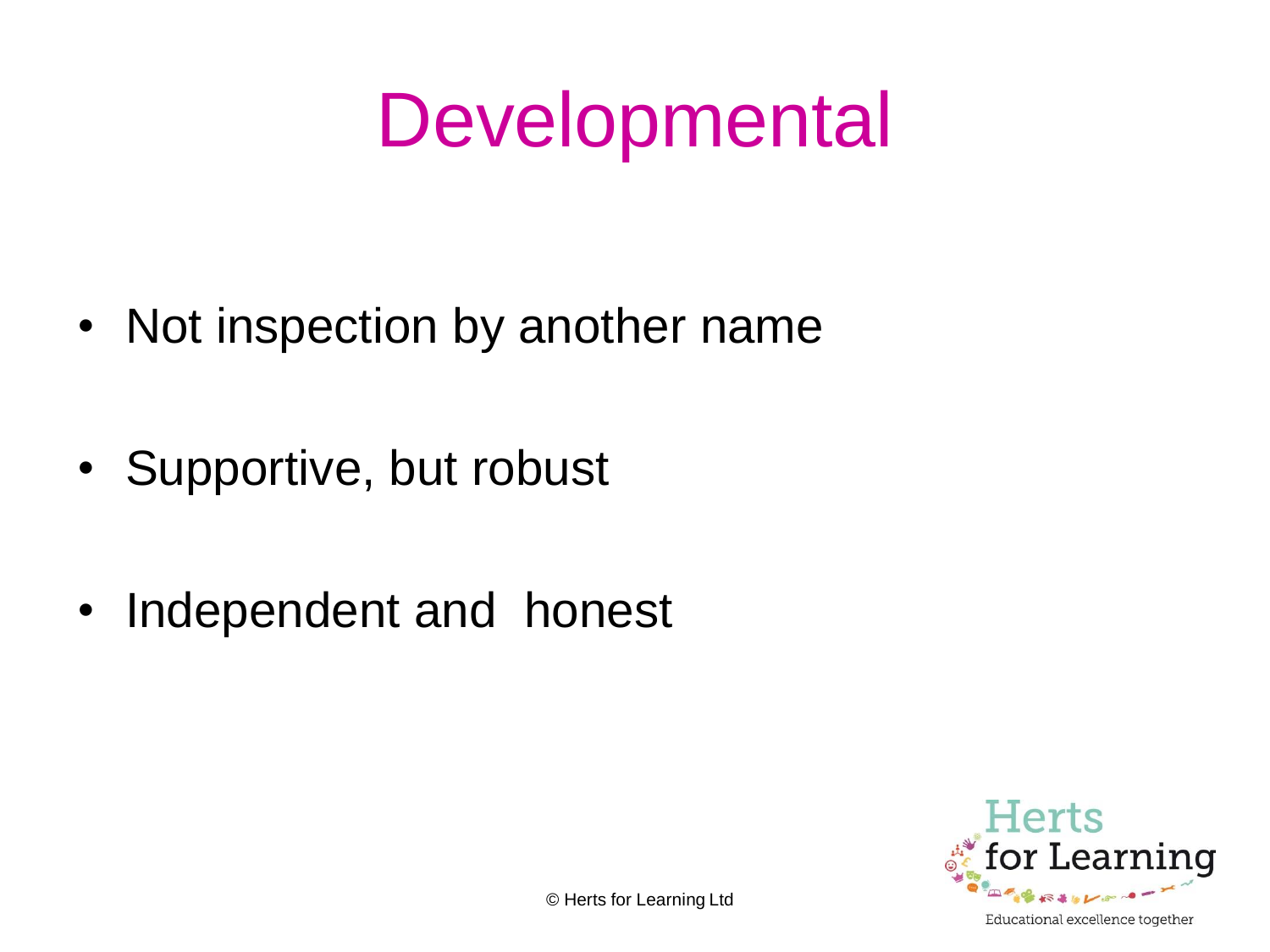# Developmental

- Not inspection by another name
- Supportive, but robust
- Independent and honest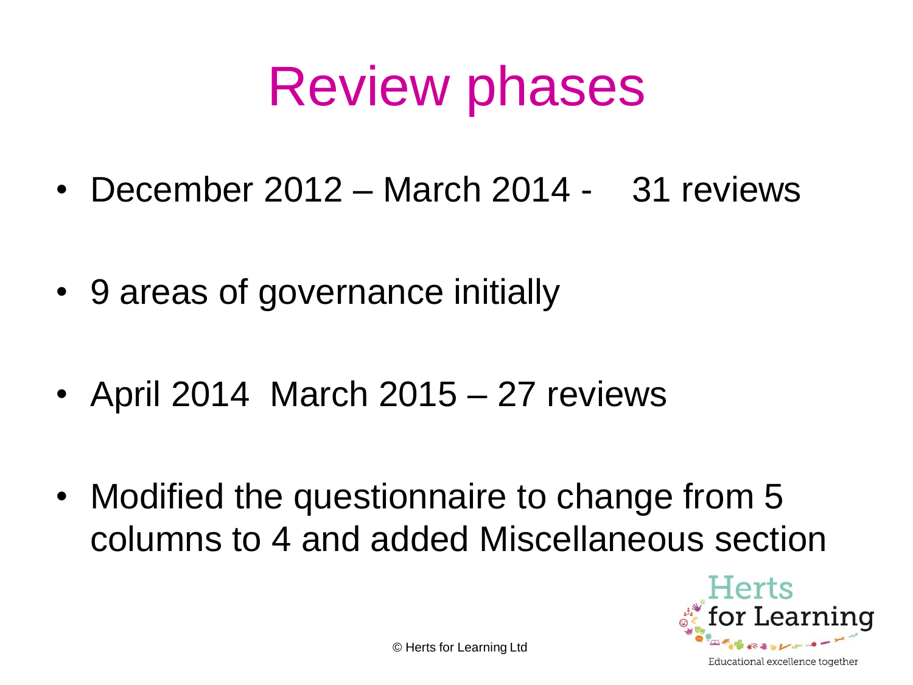# Review phases

- December 2012 – March 2014 - 31 reviews
- 9 areas of governance initially
- April 2014 March 2015 – 27 reviews
- Modified the questionnaire to change from 5 columns to 4 and added Miscellaneous section

© Herts for Learning Ltd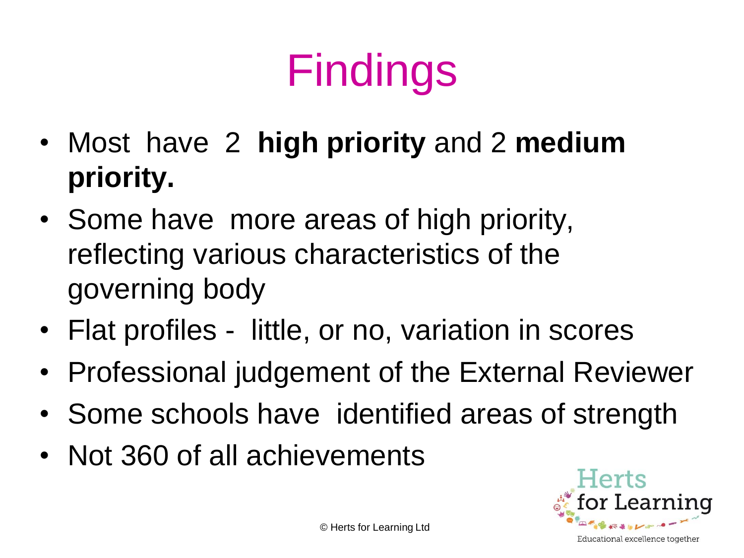# Findings

- Most have 2 **high priority** and 2 **medium priority.**
- Some have more areas of high priority, reflecting various characteristics of the governing body
- Flat profiles - little, or no, variation in scores
- Professional judgement of the External Reviewer
- Some schools have identified areas of strength
- Not 360 of all achievements

© Herts for Learning Ltd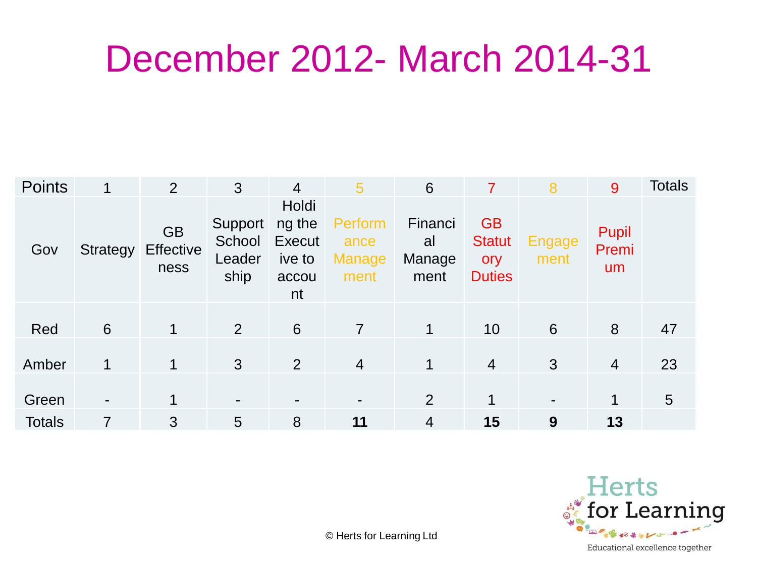# December 2012- March 2014-31

| Points | 1 | 2 | 3 | 4 | 5 | 6 | 7 | 8 | 9 | Totals |
|---|---|---|---|---|---|---|---|---|---|---|
| Gov | Strategy | GB Effectiveness | Support School Leadership | Holding the Executive to account | Performance Management | Financial Management | GB Statutory Duties | Engagement | Pupil Premium | |
| Red | 6 | 1 | 2 | 6 | 7 | 1 | 10 | 6 | 8 | 47 |
| Amber | 1 | 1 | 3 | 2 | 4 | 1 | 4 | 3 | 4 | 23 |
| Green | - | 1 | - | - | - | 2 | 1 | - | 1 | 5 |
| Totals | 7 | 3 | 5 | 8 | **11** | 4 | **15** | **9** | **13** | |

© Herts for Learning Ltd

Herts for Learning

Educational excellence together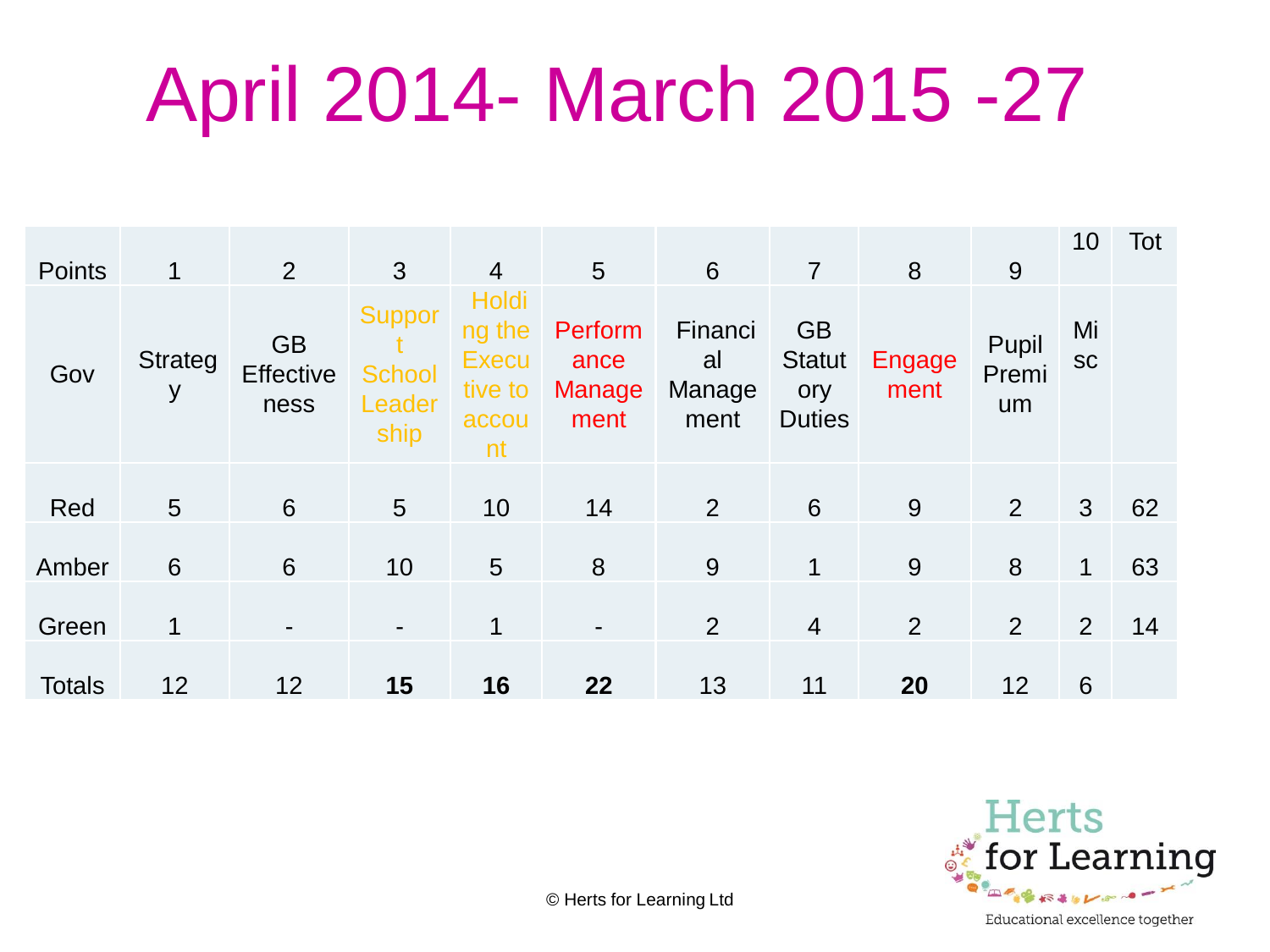# April 2014- March 2015 -27

| Points | 1 | 2 | 3 | 4 | 5 | 6 | 7 | 8 | 9 | 10 | Tot |
|---|---|---|---|---|---|---|---|---|---|---|---|
| Gov | Strategy | GB Effectiveness | Support School Leadership | Holding the Executive to account | Performance Management | Financial Management | GB Statutory Duties | Engagement | Pupil Premium | Misc | |
| Red | 5 | 6 | 5 | 10 | 14 | 2 | 6 | 9 | 2 | 3 | 62 |
| Amber | 6 | 6 | 10 | 5 | 8 | 9 | 1 | 9 | 8 | 1 | 63 |
| Green | 1 | - | - | 1 | - | 2 | 4 | 2 | 2 | 2 | 14 |
| Totals | 12 | 12 | **15** | **16** | **22** | 13 | 11 | **20** | 12 | 6 | |

© Herts for Learning Ltd

Herts for Learning

Educational excellence together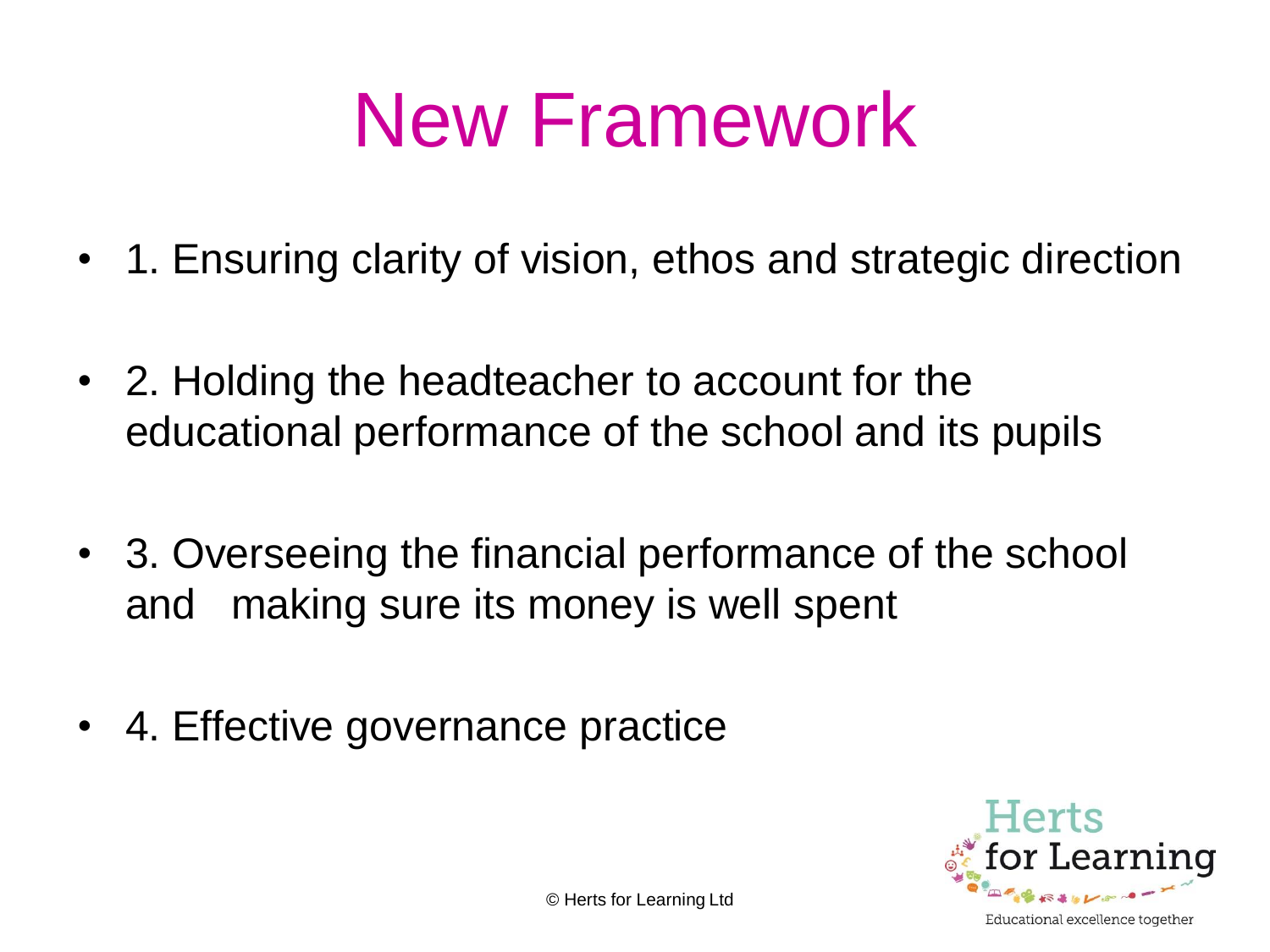# New Framework

- 1. Ensuring clarity of vision, ethos and strategic direction
- 2. Holding the headteacher to account for the educational performance of the school and its pupils
- 3. Overseeing the financial performance of the school and making sure its money is well spent
- 4. Effective governance practice

© Herts for Learning Ltd

Herts for Learning

Educational excellence together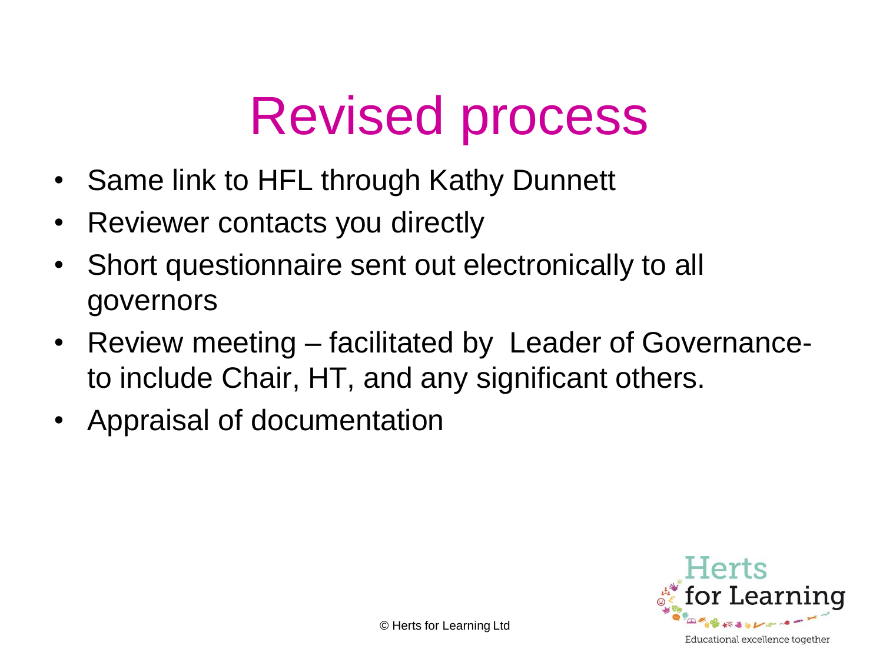# Revised process

- Same link to HFL through Kathy Dunnett
- Reviewer contacts you directly
- Short questionnaire sent out electronically to all governors
- Review meeting – facilitated by Leader of Governance- to include Chair, HT, and any significant others.
- Appraisal of documentation

© Herts for Learning Ltd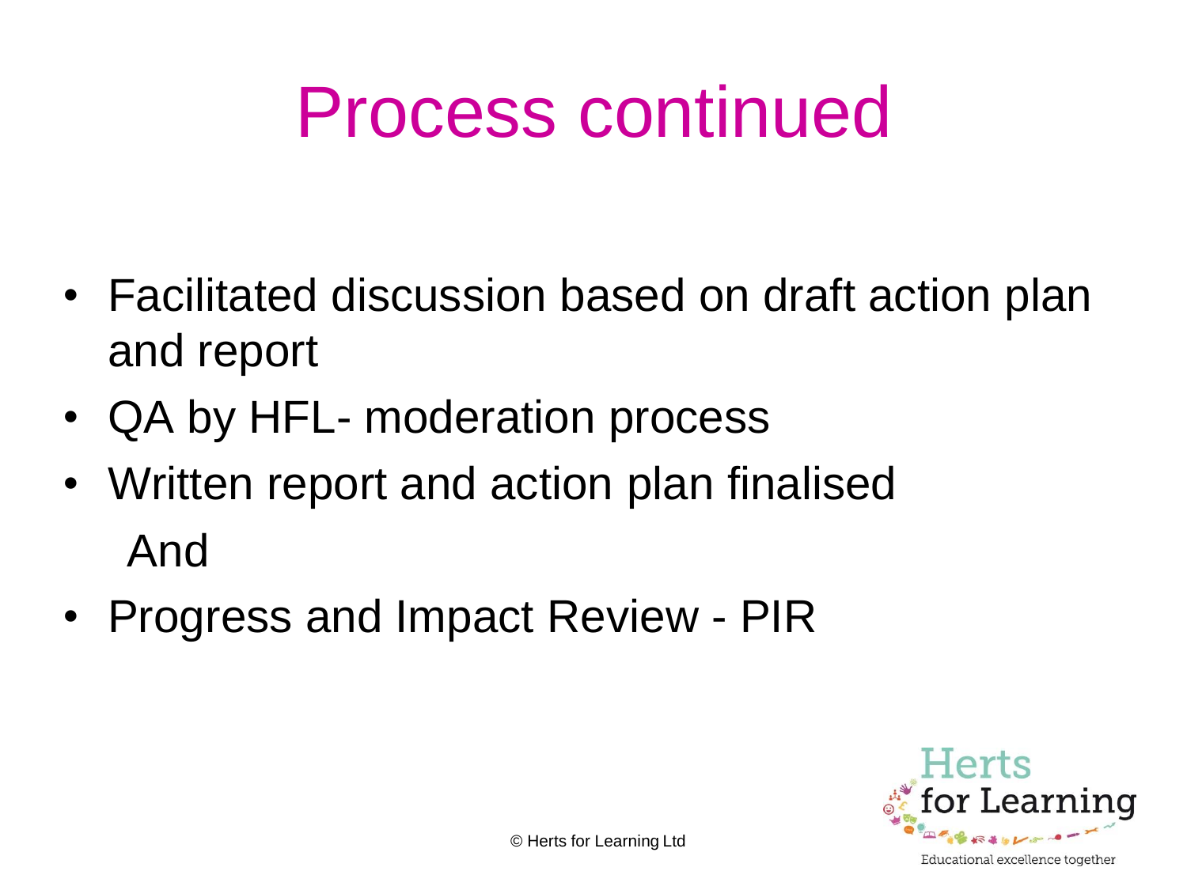# Process continued

- Facilitated discussion based on draft action plan and report
- QA by HFL- moderation process
- Written report and action plan finalised

  And

- Progress and Impact Review - PIR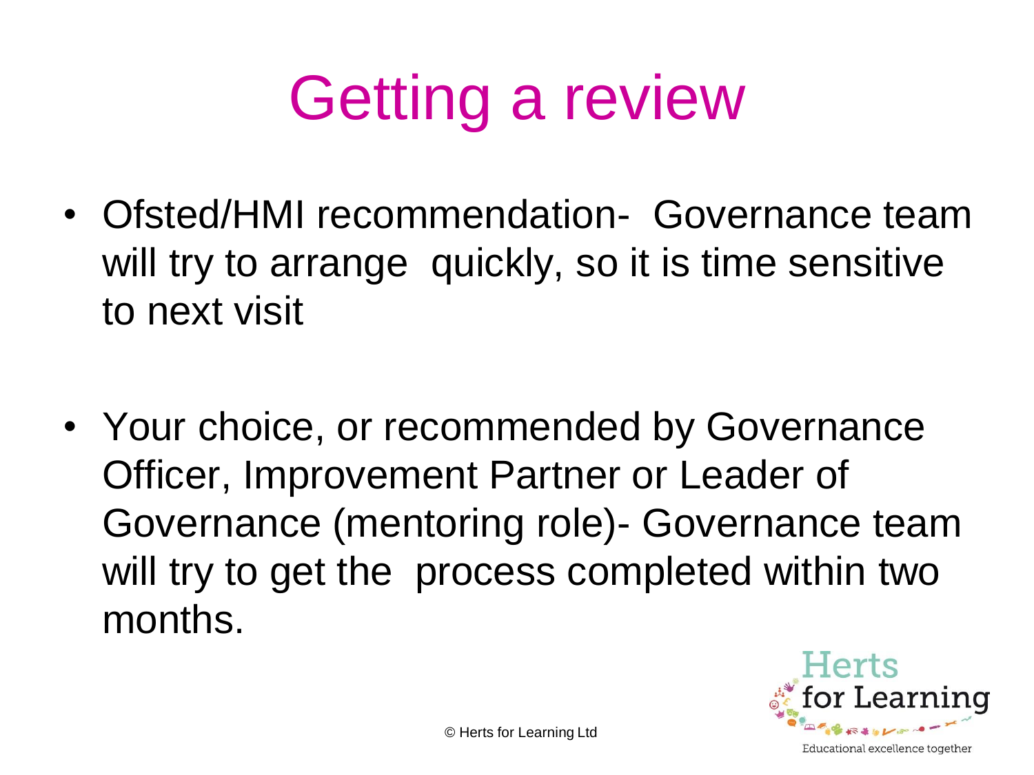# Getting a review

- Ofsted/HMI recommendation- Governance team will try to arrange quickly, so it is time sensitive to next visit

- Your choice, or recommended by Governance Officer, Improvement Partner or Leader of Governance (mentoring role)- Governance team will try to get the process completed within two months.

© Herts for Learning Ltd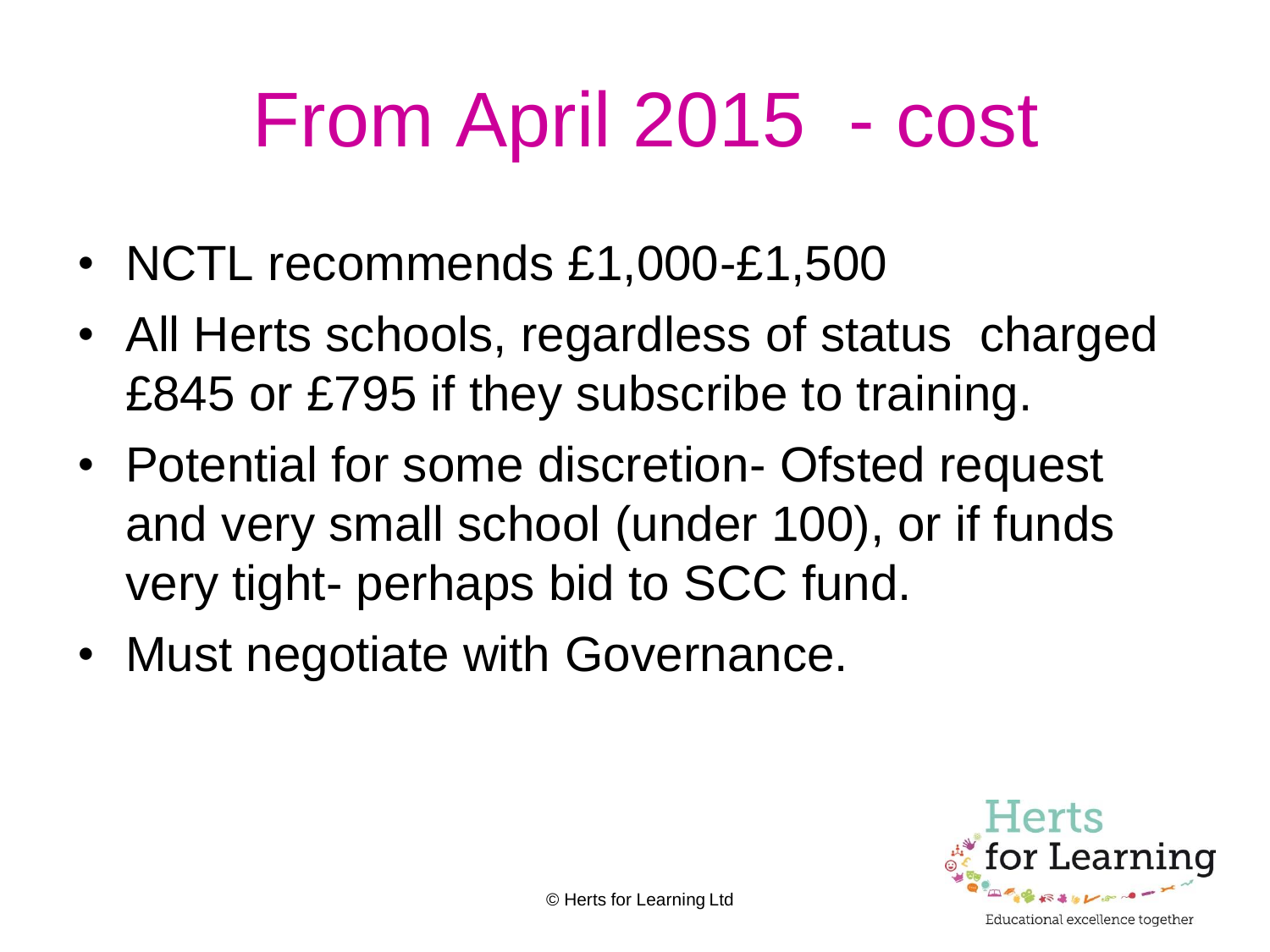# From April 2015 - cost

- NCTL recommends £1,000-£1,500
- All Herts schools, regardless of status charged £845 or £795 if they subscribe to training.
- Potential for some discretion- Ofsted request and very small school (under 100), or if funds very tight- perhaps bid to SCC fund.
- Must negotiate with Governance.

© Herts for Learning Ltd

Herts for Learning

Educational excellence together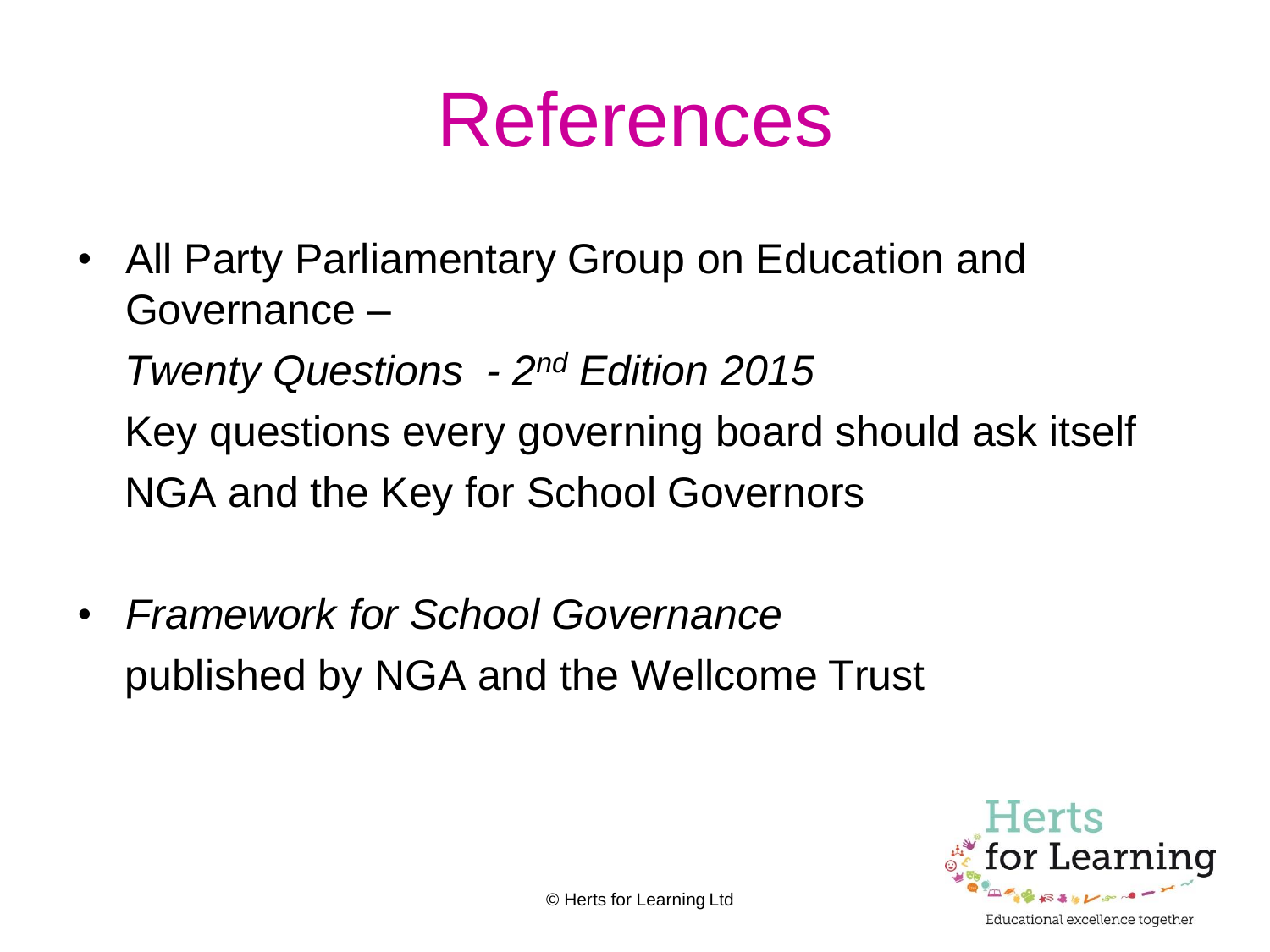# References

- All Party Parliamentary Group on Education and Governance –

  *Twenty Questions - 2$^{nd}$ Edition 2015*

  Key questions every governing board should ask itself

  NGA and the Key for School Governors

- *Framework for School Governance*

  published by NGA and the Wellcome Trust

© Herts for Learning Ltd